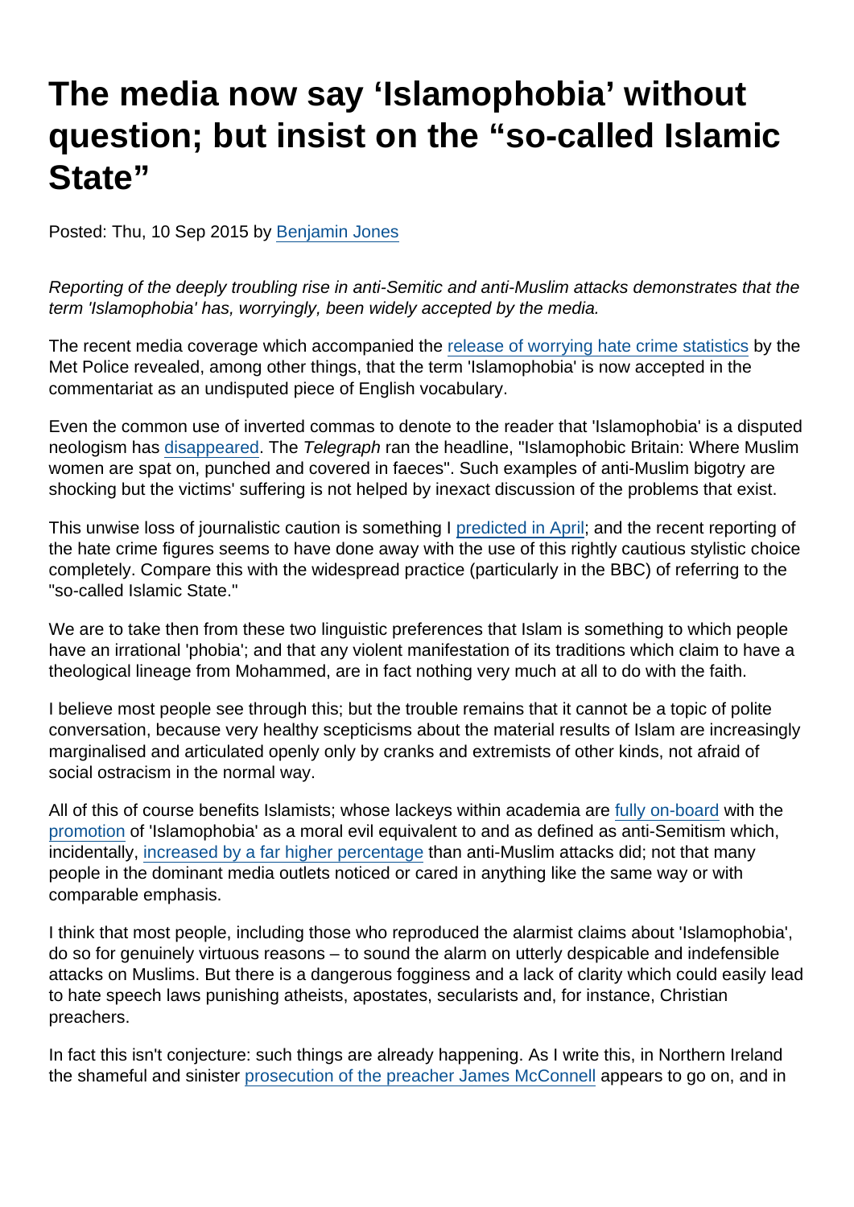# The media now say 'Islamophobia' without question; but insist on the "so-called Islamic State"

Posted: Thu, 10 Sep 2015 by Benjamin Jones

*Reporting of the deeply troubling rise in anti-Semitic and anti-Muslim attacks demonstrates that the term 'Islamophobia' has, worryingly, been widely accepted by the media.*

The recent media coverage which accompanied the release of worrying hate crime statistics by the Met Police revealed, among other things, that the term 'Islamophobia' is now accepted in the commentariat as an undisputed piece of English vocabulary.

Even the common use of inverted commas to denote to the reader that 'Islamophobia' is a disputed neologism has disappeared. The *Telegraph* ran the headline, "Islamophobic Britain: Where Muslim women are spat on, punched and covered in faeces". Such examples of anti-Muslim bigotry are shocking but the victims' suffering is not helped by inexact discussion of the problems that exist.

This unwise loss of journalistic caution is something I predicted in April; and the recent reporting of the hate crime figures seems to have done away with the use of this rightly cautious stylistic choice completely. Compare this with the widespread practice (particularly in the BBC) of referring to the "so-called Islamic State."

We are to take then from these two linguistic preferences that Islam is something to which people have an irrational 'phobia'; and that any violent manifestation of its traditions which claim to have a theological lineage from Mohammed, are in fact nothing very much at all to do with the faith.

I believe most people see through this; but the trouble remains that it cannot be a topic of polite conversation, because very healthy scepticisms about the material results of Islam are increasingly marginalised and articulated openly only by cranks and extremists of other kinds, not afraid of social ostracism in the normal way.

All of this of course benefits Islamists; whose lackeys within academia are fully on-board with the promotion of 'Islamophobia' as a moral evil equivalent to and as defined as anti-Semitism which, incidentally, increased by a far higher percentage than anti-Muslim attacks did; not that many people in the dominant media outlets noticed or cared in anything like the same way or with comparable emphasis.

I think that most people, including those who reproduced the alarmist claims about 'Islamophobia', do so for genuinely virtuous reasons – to sound the alarm on utterly despicable and indefensible attacks on Muslims. But there is a dangerous fogginess and a lack of clarity which could easily lead to hate speech laws punishing atheists, apostates, secularists and, for instance, Christian preachers.

In fact this isn't conjecture: such things are already happening. As I write this, in Northern Ireland the shameful and sinister prosecution of the preacher James McConnell appears to go on, and in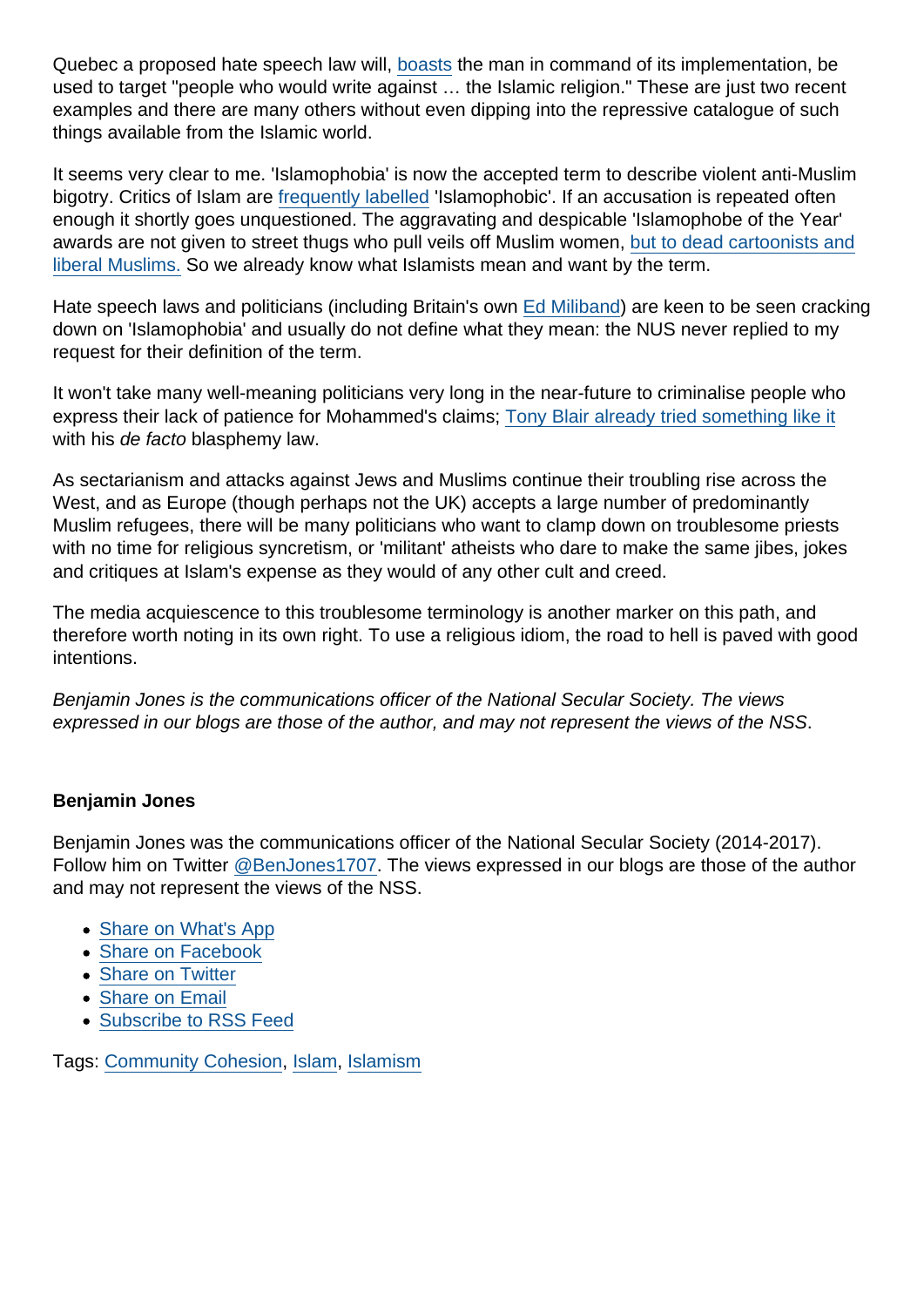Quebec a proposed hate speech law will, boasts the man in command of its implementation, be used to target "people who would write against … the Islamic religion." These are just two recent examples and there are many others without even dipping into the repressive catalogue of such things available from the Islamic world.

It seems very clear to me. 'Islamophobia' is now the accepted term to describe violent anti-Muslim bigotry. Critics of Islam are frequently labelled 'Islamophobic'. If an accusation is repeated often enough it shortly goes unquestioned. The aggravating and despicable 'Islamophobe of the Year' awards are not given to street thugs who pull veils off Muslim women, but to dead cartoonists and liberal Muslims. So we already know what Islamists mean and want by the term.

Hate speech laws and politicians (including Britain's own Ed Miliband) are keen to be seen cracking down on 'Islamophobia' and usually do not define what they mean: the NUS never replied to my request for their definition of the term.

It won't take many well-meaning politicians very long in the near-future to criminalise people who express their lack of patience for Mohammed's claims; Tony Blair already tried something like it with his *de facto* blasphemy law.

As sectarianism and attacks against Jews and Muslims continue their troubling rise across the West, and as Europe (though perhaps not the UK) accepts a large number of predominantly Muslim refugees, there will be many politicians who want to clamp down on troublesome priests with no time for religious syncretism, or 'militant' atheists who dare to make the same jibes, jokes and critiques at Islam's expense as they would of any other cult and creed.

The media acquiescence to this troublesome terminology is another marker on this path, and therefore worth noting in its own right. To use a religious idiom, the road to hell is paved with good intentions.

*Benjamin Jones is the communications officer of the National Secular Society. The views expressed in our blogs are those of the author, and may not represent the views of the NSS.*

**Benjamin Jones**

Benjamin Jones was the communications officer of the National Secular Society (2014-2017). Follow him on Twitter @BenJones1707. The views expressed in our blogs are those of the author and may not represent the views of the NSS.

- Share on What's App
- Share on Facebook
- Share on Twitter
- Share on Email
- Subscribe to RSS Feed

Tags: Community Cohesion, Islam, Islamism